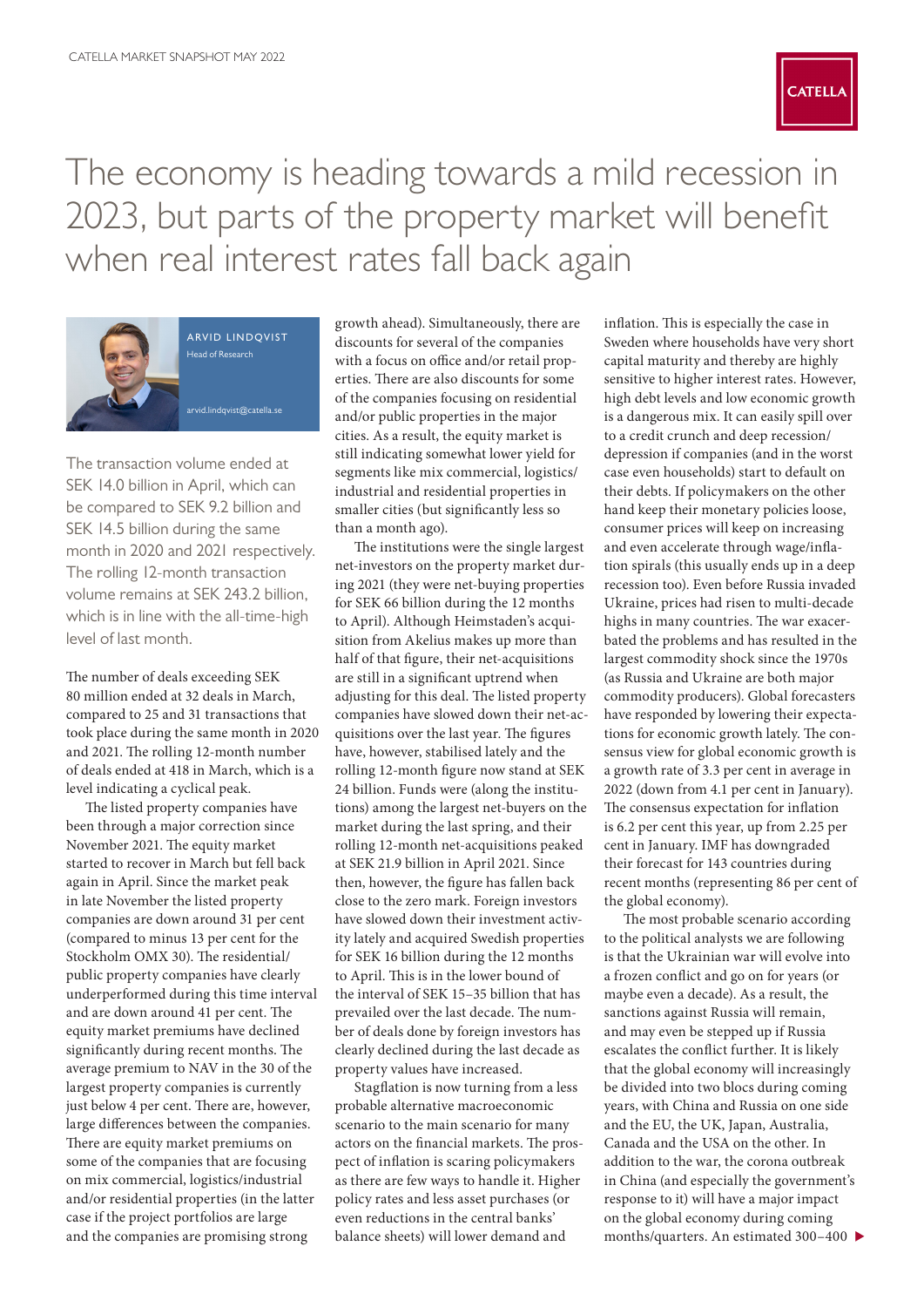# The economy is heading towards a mild recession in 2023, but parts of the property market will benefit when real interest rates fall back again

ARVID LINDQVIST
Head of Research

arvid.lindqvist@catella.se

The transaction volume ended at SEK 14.0 billion in April, which can be compared to SEK 9.2 billion and SEK 14.5 billion during the same month in 2020 and 2021 respectively. The rolling 12-month transaction volume remains at SEK 243.2 billion, which is in line with the all-time-high level of last month.

The number of deals exceeding SEK 80 million ended at 32 deals in March, compared to 25 and 31 transactions that took place during the same month in 2020 and 2021. The rolling 12-month number of deals ended at 418 in March, which is a level indicating a cyclical peak.

The listed property companies have been through a major correction since November 2021. The equity market started to recover in March but fell back again in April. Since the market peak in late November the listed property companies are down around 31 per cent (compared to minus 13 per cent for the Stockholm OMX 30). The residential/public property companies have clearly underperformed during this time interval and are down around 41 per cent. The equity market premiums have declined significantly during recent months. The average premium to NAV in the 30 of the largest property companies is currently just below 4 per cent. There are, however, large differences between the companies. There are equity market premiums on some of the companies that are focusing on mix commercial, logistics/industrial and/or residential properties (in the latter case if the project portfolios are large and the companies are promising strong growth ahead). Simultaneously, there are discounts for several of the companies with a focus on office and/or retail properties. There are also discounts for some of the companies focusing on residential and/or public properties in the major cities. As a result, the equity market is still indicating somewhat lower yield for segments like mix commercial, logistics/industrial and residential properties in smaller cities (but significantly less so than a month ago).

The institutions were the single largest net-investors on the property market during 2021 (they were net-buying properties for SEK 66 billion during the 12 months to April). Although Heimstaden's acquisition from Akelius makes up more than half of that figure, their net-acquisitions are still in a significant uptrend when adjusting for this deal. The listed property companies have slowed down their net-acquisitions over the last year. The figures have, however, stabilised lately and the rolling 12-month figure now stand at SEK 24 billion. Funds were (along the institutions) among the largest net-buyers on the market during the last spring, and their rolling 12-month net-acquisitions peaked at SEK 21.9 billion in April 2021. Since then, however, the figure has fallen back close to the zero mark. Foreign investors have slowed down their investment activity lately and acquired Swedish properties for SEK 16 billion during the 12 months to April. This is in the lower bound of the interval of SEK 15–35 billion that has prevailed over the last decade. The number of deals done by foreign investors has clearly declined during the last decade as property values have increased.

Stagflation is now turning from a less probable alternative macroeconomic scenario to the main scenario for many actors on the financial markets. The prospect of inflation is scaring policymakers as there are few ways to handle it. Higher policy rates and less asset purchases (or even reductions in the central banks' balance sheets) will lower demand and inflation. This is especially the case in Sweden where households have very short capital maturity and thereby are highly sensitive to higher interest rates. However, high debt levels and low economic growth is a dangerous mix. It can easily spill over to a credit crunch and deep recession/depression if companies (and in the worst case even households) start to default on their debts. If policymakers on the other hand keep their monetary policies loose, consumer prices will keep on increasing and even accelerate through wage/inflation spirals (this usually ends up in a deep recession too). Even before Russia invaded Ukraine, prices had risen to multi-decade highs in many countries. The war exacerbated the problems and has resulted in the largest commodity shock since the 1970s (as Russia and Ukraine are both major commodity producers). Global forecasters have responded by lowering their expectations for economic growth lately. The consensus view for global economic growth is a growth rate of 3.3 per cent in average in 2022 (down from 4.1 per cent in January). The consensus expectation for inflation is 6.2 per cent this year, up from 2.25 per cent in January. IMF has downgraded their forecast for 143 countries during recent months (representing 86 per cent of the global economy).

The most probable scenario according to the political analysts we are following is that the Ukrainian war will evolve into a frozen conflict and go on for years (or maybe even a decade). As a result, the sanctions against Russia will remain, and may even be stepped up if Russia escalates the conflict further. It is likely that the global economy will increasingly be divided into two blocs during coming years, with China and Russia on one side and the EU, the UK, Japan, Australia, Canada and the USA on the other. In addition to the war, the corona outbreak in China (and especially the government's response to it) will have a major impact on the global economy during coming months/quarters. An estimated 300–400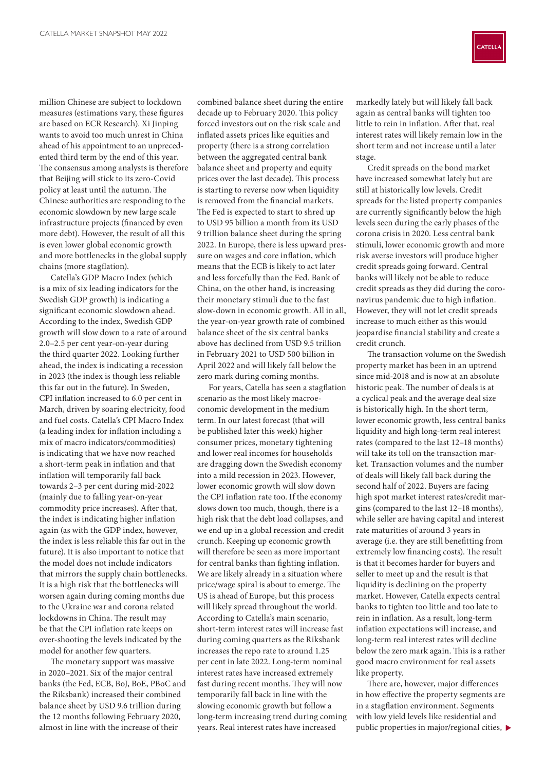million Chinese are subject to lockdown measures (estimations vary, these figures are based on ECR Research). Xi Jinping wants to avoid too much unrest in China ahead of his appointment to an unprecedented third term by the end of this year. The consensus among analysts is therefore that Beijing will stick to its zero-Covid policy at least until the autumn. The Chinese authorities are responding to the economic slowdown by new large scale infrastructure projects (financed by even more debt). However, the result of all this is even lower global economic growth and more bottlenecks in the global supply chains (more stagflation).

Catella's GDP Macro Index (which is a mix of six leading indicators for the Swedish GDP growth) is indicating a significant economic slowdown ahead. According to the index, Swedish GDP growth will slow down to a rate of around 2.0–2.5 per cent year-on-year during the third quarter 2022. Looking further ahead, the index is indicating a recession in 2023 (the index is though less reliable this far out in the future). In Sweden, CPI inflation increased to 6.0 per cent in March, driven by soaring electricity, food and fuel costs. Catella's CPI Macro Index (a leading index for inflation including a mix of macro indicators/commodities) is indicating that we have now reached a short-term peak in inflation and that inflation will temporarily fall back towards 2–3 per cent during mid-2022 (mainly due to falling year-on-year commodity price increases). After that, the index is indicating higher inflation again (as with the GDP index, however, the index is less reliable this far out in the future). It is also important to notice that the model does not include indicators that mirrors the supply chain bottlenecks. It is a high risk that the bottlenecks will worsen again during coming months due to the Ukraine war and corona related lockdowns in China. The result may be that the CPI inflation rate keeps on over-shooting the levels indicated by the model for another few quarters.

The monetary support was massive in 2020–2021. Six of the major central banks (the Fed, ECB, BoJ, BoE, PBoC and the Riksbank) increased their combined balance sheet by USD 9.6 trillion during the 12 months following February 2020, almost in line with the increase of their combined balance sheet during the entire decade up to February 2020. This policy forced investors out on the risk scale and inflated assets prices like equities and property (there is a strong correlation between the aggregated central bank balance sheet and property and equity prices over the last decade). This process is starting to reverse now when liquidity is removed from the financial markets. The Fed is expected to start to shred up to USD 95 billion a month from its USD 9 trillion balance sheet during the spring 2022. In Europe, there is less upward pressure on wages and core inflation, which means that the ECB is likely to act later and less forcefully than the Fed. Bank of China, on the other hand, is increasing their monetary stimuli due to the fast slow-down in economic growth. All in all, the year-on-year growth rate of combined balance sheet of the six central banks above has declined from USD 9.5 trillion in February 2021 to USD 500 billion in April 2022 and will likely fall below the zero mark during coming months.

For years, Catella has seen a stagflation scenario as the most likely macroeconomic development in the medium term. In our latest forecast (that will be published later this week) higher consumer prices, monetary tightening and lower real incomes for households are dragging down the Swedish economy into a mild recession in 2023. However, lower economic growth will slow down the CPI inflation rate too. If the economy slows down too much, though, there is a high risk that the debt load collapses, and we end up in a global recession and credit crunch. Keeping up economic growth will therefore be seen as more important for central banks than fighting inflation. We are likely already in a situation where price/wage spiral is about to emerge. The US is ahead of Europe, but this process will likely spread throughout the world. According to Catella's main scenario, short-term interest rates will increase fast during coming quarters as the Riksbank increases the repo rate to around 1.25 per cent in late 2022. Long-term nominal interest rates have increased extremely fast during recent months. They will now temporarily fall back in line with the slowing economic growth but follow a long-term increasing trend during coming years. Real interest rates have increased markedly lately but will likely fall back again as central banks will tighten too little to rein in inflation. After that, real interest rates will likely remain low in the short term and not increase until a later stage.

Credit spreads on the bond market have increased somewhat lately but are still at historically low levels. Credit spreads for the listed property companies are currently significantly below the high levels seen during the early phases of the corona crisis in 2020. Less central bank stimuli, lower economic growth and more risk averse investors will produce higher credit spreads going forward. Central banks will likely not be able to reduce credit spreads as they did during the coronavirus pandemic due to high inflation. However, they will not let credit spreads increase to much either as this would jeopardise financial stability and create a credit crunch.

The transaction volume on the Swedish property market has been in an uptrend since mid-2018 and is now at an absolute historic peak. The number of deals is at a cyclical peak and the average deal size is historically high. In the short term, lower economic growth, less central banks liquidity and high long-term real interest rates (compared to the last 12–18 months) will take its toll on the transaction market. Transaction volumes and the number of deals will likely fall back during the second half of 2022. Buyers are facing high spot market interest rates/credit margins (compared to the last 12–18 months), while seller are having capital and interest rate maturities of around 3 years in average (i.e. they are still benefitting from extremely low financing costs). The result is that it becomes harder for buyers and seller to meet up and the result is that liquidity is declining on the property market. However, Catella expects central banks to tighten too little and too late to rein in inflation. As a result, long-term inflation expectations will increase, and long-term real interest rates will decline below the zero mark again. This is a rather good macro environment for real assets like property.

There are, however, major differences in how effective the property segments are in a stagflation environment. Segments with low yield levels like residential and public properties in major/regional cities,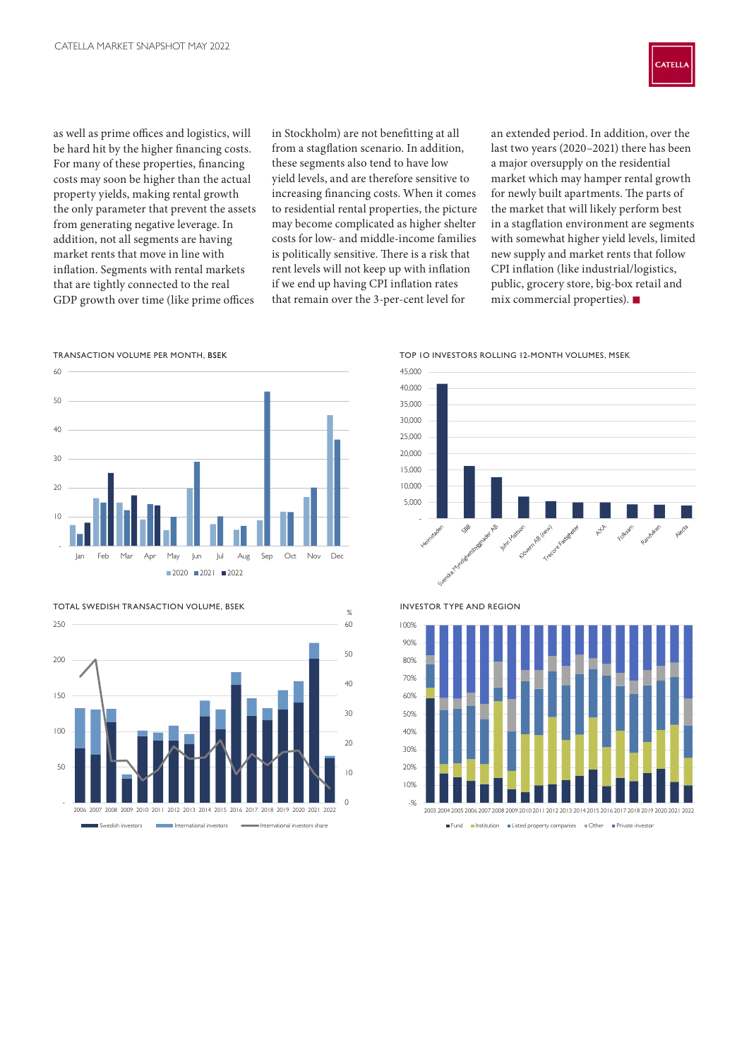as well as prime offices and logistics, will be hard hit by the higher financing costs. For many of these properties, financing costs may soon be higher than the actual property yields, making rental growth the only parameter that prevent the assets from generating negative leverage. In addition, not all segments are having market rents that move in line with inflation. Segments with rental markets that are tightly connected to the real GDP growth over time (like prime offices in Stockholm) are not benefitting at all from a stagflation scenario. In addition, these segments also tend to have low yield levels, and are therefore sensitive to increasing financing costs. When it comes to residential rental properties, the picture may become complicated as higher shelter costs for low- and middle-income families is politically sensitive. There is a risk that rent levels will not keep up with inflation if we end up having CPI inflation rates that remain over the 3-per-cent level for an extended period. In addition, over the last two years (2020–2021) there has been a major oversupply on the residential market which may hamper rental growth for newly built apartments. The parts of the market that will likely perform best in a stagflation environment are segments with somewhat higher yield levels, limited new supply and market rents that follow CPI inflation (like industrial/logistics, public, grocery store, big-box retail and mix commercial properties).

TRANSACTION VOLUME PER MONTH, BSEK

60
50
40
30
20
10
-
Jan Feb Mar Apr May Jun Jul Aug Sep Oct Nov Dec
2020 2021 2022

TOP 10 INVESTORS ROLLING 12-MONTH VOLUMES, MSEK

45,000
40,000
35,000
30,000
25,000
20,000
15,000
10,000
5,000
-
Heimstaden
Svenska Myndighetsbyggnader AB
SBB
John Mattson
Klövern AB (new)
Trecore Fastigheter
AXA
Folksam
Randviken
Alecta

TOTAL SWEDISH TRANSACTION VOLUME, BSEK

250
200
150
100
50
-
%
60
50
40
30
20
10
0
2006 2007 2008 2009 2010 2011 2012 2013 2014 2015 2016 2017 2018 2019 2020 2021 2022
Swedish investors International investors International investors share

INVESTOR TYPE AND REGION

100%
90%
80%
70%
60%
50%
40%
30%
20%
10%
-%
2003 2004 2005 2006 2007 2008 2009 2010 2011 2012 2013 2014 2015 2016 2017 2018 2019 2020 2021 2022
Fund Institution Listed property companies Other Private investor